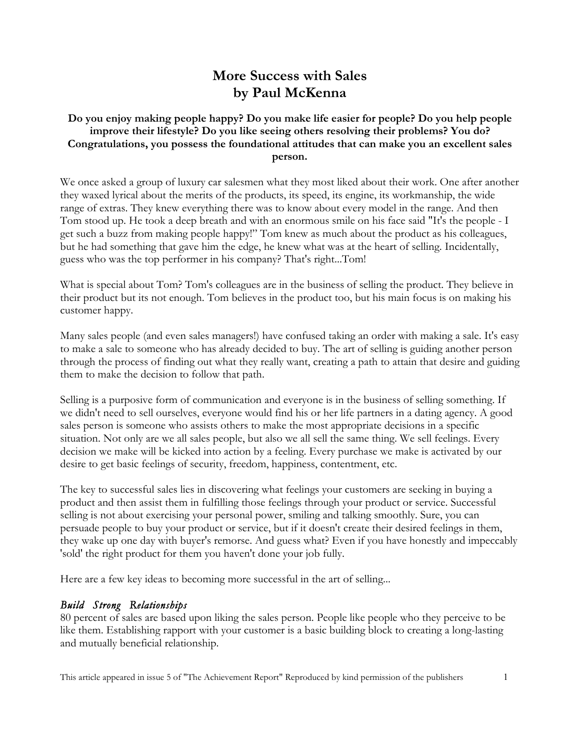# More Success with Sales
# by Paul McKenna

**Do you enjoy making people happy? Do you make life easier for people? Do you help people improve their lifestyle? Do you like seeing others resolving their problems? You do? Congratulations, you possess the foundational attitudes that can make you an excellent sales person.**

We once asked a group of luxury car salesmen what they most liked about their work. One after another they waxed lyrical about the merits of the products, its speed, its engine, its workmanship, the wide range of extras. They knew everything there was to know about every model in the range. And then Tom stood up. He took a deep breath and with an enormous smile on his face said "It's the people - I get such a buzz from making people happy!" Tom knew as much about the product as his colleagues, but he had something that gave him the edge, he knew what was at the heart of selling. Incidentally, guess who was the top performer in his company? That's right...Tom!

What is special about Tom? Tom's colleagues are in the business of selling the product. They believe in their product but its not enough. Tom believes in the product too, but his main focus is on making his customer happy.

Many sales people (and even sales managers!) have confused taking an order with making a sale. It's easy to make a sale to someone who has already decided to buy. The art of selling is guiding another person through the process of finding out what they really want, creating a path to attain that desire and guiding them to make the decision to follow that path.

Selling is a purposive form of communication and everyone is in the business of selling something. If we didn't need to sell ourselves, everyone would find his or her life partners in a dating agency. A good sales person is someone who assists others to make the most appropriate decisions in a specific situation. Not only are we all sales people, but also we all sell the same thing. We sell feelings. Every decision we make will be kicked into action by a feeling. Every purchase we make is activated by our desire to get basic feelings of security, freedom, happiness, contentment, etc.

The key to successful sales lies in discovering what feelings your customers are seeking in buying a product and then assist them in fulfilling those feelings through your product or service. Successful selling is not about exercising your personal power, smiling and talking smoothly. Sure, you can persuade people to buy your product or service, but if it doesn't create their desired feelings in them, they wake up one day with buyer's remorse. And guess what? Even if you have honestly and impeccably 'sold' the right product for them you haven't done your job fully.

Here are a few key ideas to becoming more successful in the art of selling...

### *Build Strong Relationships*

80 percent of sales are based upon liking the sales person. People like people who they perceive to be like them. Establishing rapport with your customer is a basic building block to creating a long-lasting and mutually beneficial relationship.

This article appeared in issue 5 of "The Achievement Report" Reproduced by kind permission of the publishers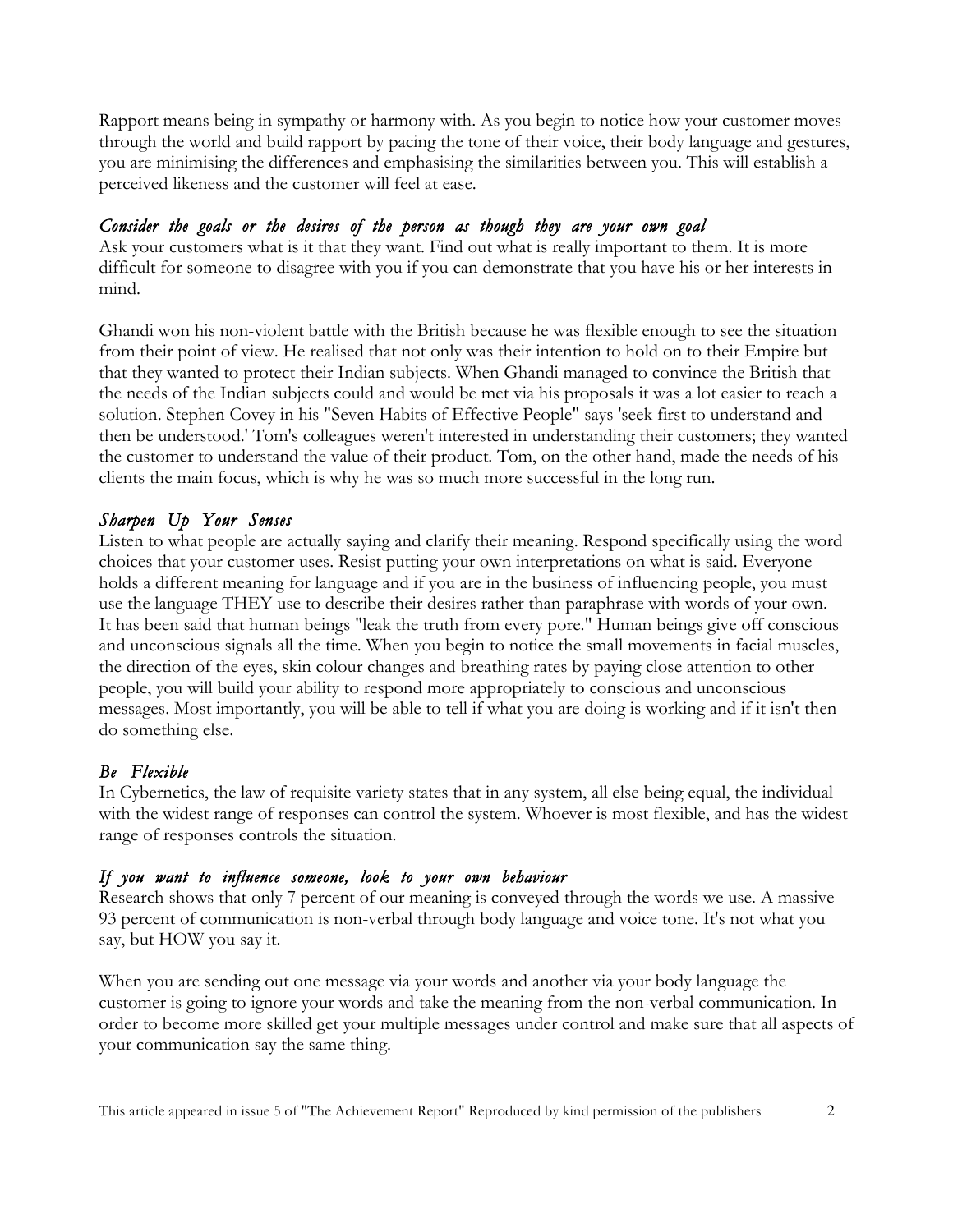Rapport means being in sympathy or harmony with. As you begin to notice how your customer moves through the world and build rapport by pacing the tone of their voice, their body language and gestures, you are minimising the differences and emphasising the similarities between you. This will establish a perceived likeness and the customer will feel at ease.

### *Consider the goals or the desires of the person as though they are your own goal*

Ask your customers what is it that they want. Find out what is really important to them. It is more difficult for someone to disagree with you if you can demonstrate that you have his or her interests in mind.

Ghandi won his non-violent battle with the British because he was flexible enough to see the situation from their point of view. He realised that not only was their intention to hold on to their Empire but that they wanted to protect their Indian subjects. When Ghandi managed to convince the British that the needs of the Indian subjects could and would be met via his proposals it was a lot easier to reach a solution. Stephen Covey in his "Seven Habits of Effective People" says 'seek first to understand and then be understood.' Tom's colleagues weren't interested in understanding their customers; they wanted the customer to understand the value of their product. Tom, on the other hand, made the needs of his clients the main focus, which is why he was so much more successful in the long run.

### *Sharpen Up Your Senses*

Listen to what people are actually saying and clarify their meaning. Respond specifically using the word choices that your customer uses. Resist putting your own interpretations on what is said. Everyone holds a different meaning for language and if you are in the business of influencing people, you must use the language THEY use to describe their desires rather than paraphrase with words of your own. It has been said that human beings "leak the truth from every pore." Human beings give off conscious and unconscious signals all the time. When you begin to notice the small movements in facial muscles, the direction of the eyes, skin colour changes and breathing rates by paying close attention to other people, you will build your ability to respond more appropriately to conscious and unconscious messages. Most importantly, you will be able to tell if what you are doing is working and if it isn't then do something else.

### *Be Flexible*

In Cybernetics, the law of requisite variety states that in any system, all else being equal, the individual with the widest range of responses can control the system. Whoever is most flexible, and has the widest range of responses controls the situation.

### *If you want to influence someone, look to your own behaviour*

Research shows that only 7 percent of our meaning is conveyed through the words we use. A massive 93 percent of communication is non-verbal through body language and voice tone. It's not what you say, but HOW you say it.

When you are sending out one message via your words and another via your body language the customer is going to ignore your words and take the meaning from the non-verbal communication. In order to become more skilled get your multiple messages under control and make sure that all aspects of your communication say the same thing.

This article appeared in issue 5 of "The Achievement Report" Reproduced by kind permission of the publishers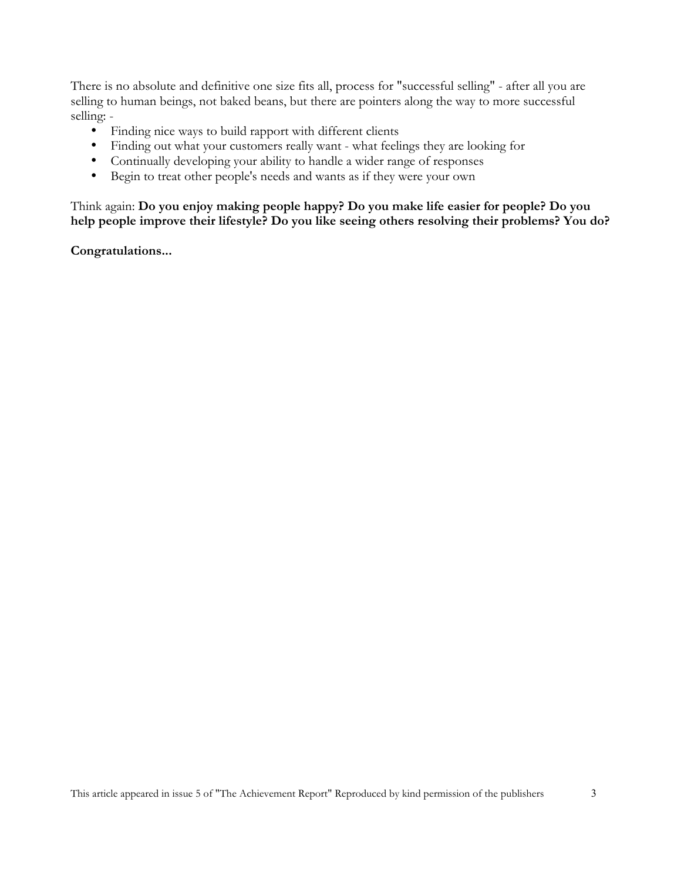There is no absolute and definitive one size fits all, process for "successful selling" - after all you are selling to human beings, not baked beans, but there are pointers along the way to more successful selling: -

- Finding nice ways to build rapport with different clients
- Finding out what your customers really want - what feelings they are looking for
- Continually developing your ability to handle a wider range of responses
- Begin to treat other people's needs and wants as if they were your own

Think again: **Do you enjoy making people happy? Do you make life easier for people? Do you help people improve their lifestyle? Do you like seeing others resolving their problems? You do?**

**Congratulations...**